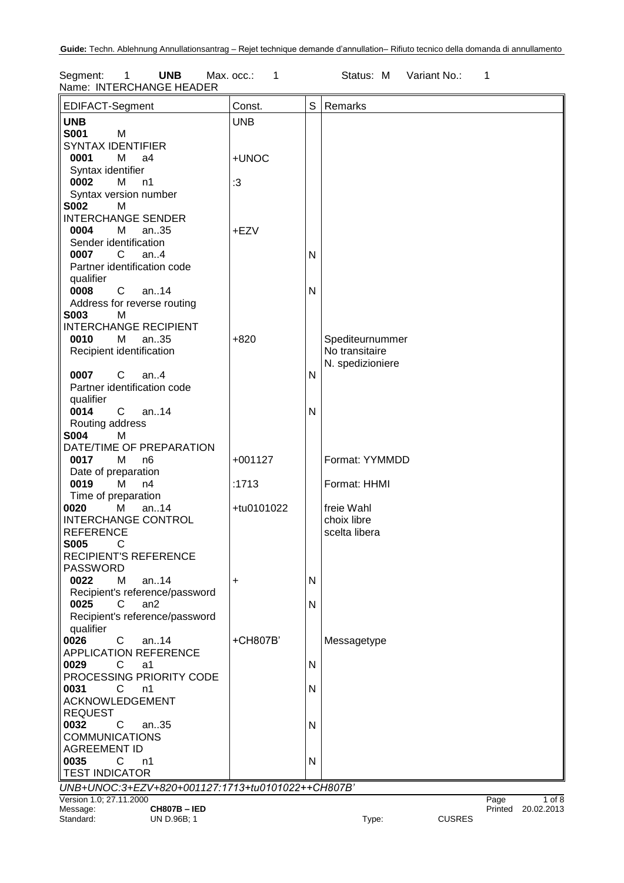**Guide:** Techn. Ablehnung Annullationsantrag – Rejet technique demande d'annullation– Rifiuto tecnico della domanda di annullamento

Segment: 1 **UNB** Max. occ.: 1 Status: M Variant No.: 1
Name: INTERCHANGE HEADER

| EDIFACT-Segment | Const. | S | Remarks |
|---|---|---|---|
| **UNB** | UNB | | |
| **S001** M SYNTAX IDENTIFIER | | | |
| **0001** M a4 Syntax identifier | +UNOC | | |
| **0002** M n1 Syntax version number | :3 | | |
| **S002** M INTERCHANGE SENDER | | | |
| **0004** M an..35 Sender identification | +EZV | | |
| **0007** C an..4 Partner identification code qualifier | | N | |
| **0008** C an..14 Address for reverse routing | | N | |
| **S003** M INTERCHANGE RECIPIENT | | | |
| **0010** M an..35 Recipient identification | +820 | | Spediteurnummer No transitaire N. spedizioniere |
| **0007** C an..4 Partner identification code qualifier | | N | |
| **0014** C an..14 Routing address | | N | |
| **S004** M DATE/TIME OF PREPARATION | | | |
| **0017** M n6 Date of preparation | +001127 | | Format: YYMMDD |
| **0019** M n4 Time of preparation | :1713 | | Format: HHMI |
| **0020** M an..14 INTERCHANGE CONTROL REFERENCE | +tu0101022 | | freie Wahl choix libre scelta libera |
| **S005** C RECIPIENT'S REFERENCE PASSWORD | | | |
| **0022** M an..14 Recipient's reference/password | + | N | |
| **0025** C an2 Recipient's reference/password qualifier | | N | |
| **0026** C an..14 APPLICATION REFERENCE | +CH807B' | | Messagetype |
| **0029** C a1 PROCESSING PRIORITY CODE | | N | |
| **0031** C n1 ACKNOWLEDGEMENT REQUEST | | N | |
| **0032** C an..35 COMMUNICATIONS AGREEMENT ID | | N | |
| **0035** C n1 TEST INDICATOR | | N | |

*UNB+UNOC:3+EZV+820+001127:1713+tu0101022++CH807B'*

Version 1.0; 27.11.2000
Message: **CH807B – IED**
Standard: UN D.96B; 1 Type: CUSRES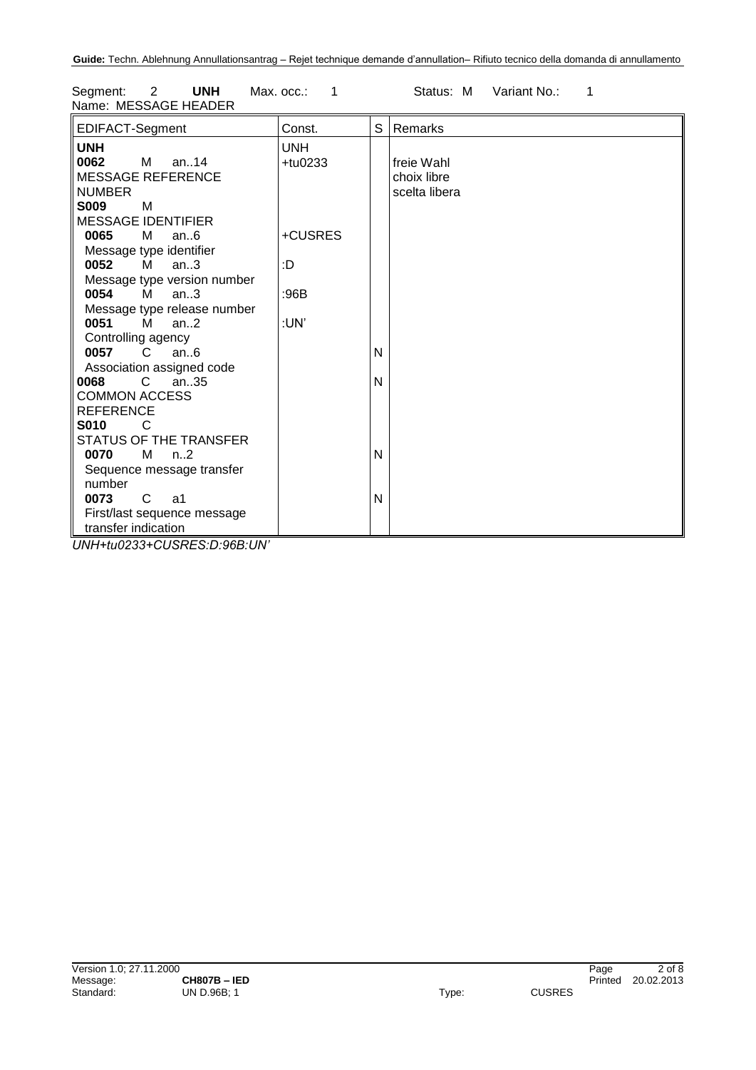Segment: 2 **UNH** Max. occ.: 1 Status: M Variant No.: 1
Name: MESSAGE HEADER

| EDIFACT-Segment | Const. | S | Remarks |
|---|---|---|---|
| **UNH** | UNH | | |
| **0062** M an..14 MESSAGE REFERENCE NUMBER | +tu0233 | | freie Wahl<br>choix libre<br>scelta libera |
| **S009** M MESSAGE IDENTIFIER | | | |
| **0065** M an..6 Message type identifier | +CUSRES | | |
| **0052** M an..3 Message type version number | :D | | |
| **0054** M an..3 Message type release number | :96B | | |
| **0051** M an..2 Controlling agency | :UN' | | |
| **0057** C an..6 Association assigned code | | N | |
| **0068** C an..35 COMMON ACCESS REFERENCE | | N | |
| **S010** C STATUS OF THE TRANSFER | | | |
| **0070** M n..2 Sequence message transfer number | | N | |
| **0073** C a1 First/last sequence message transfer indication | | N | |

*UNH+tu0233+CUSRES:D:96B:UN'*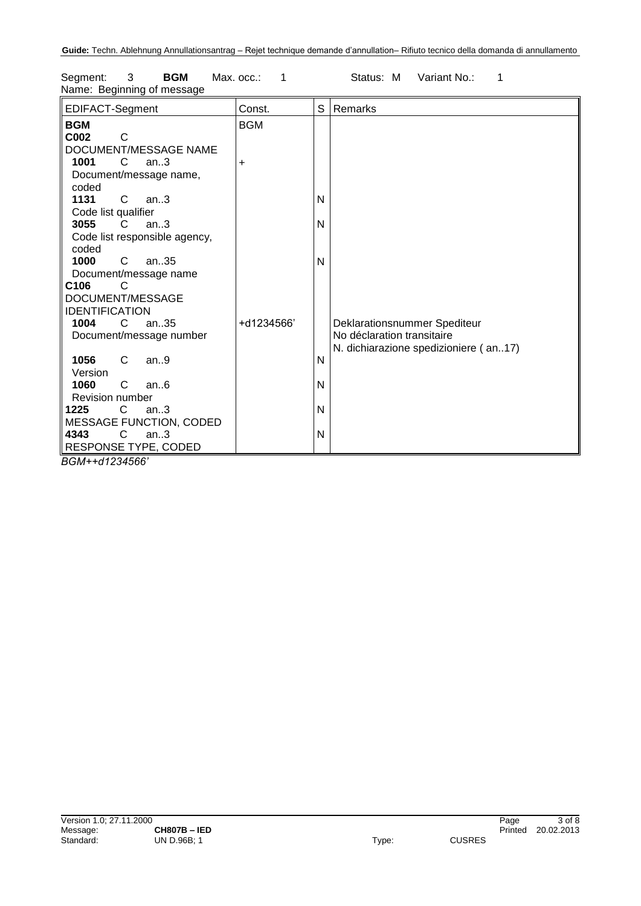Segment: 3 **BGM** Max. occ.: 1 Status: M Variant No.: 1
Name: Beginning of message

| EDIFACT-Segment | Const. | S | Remarks |
|---|---|---|---|
| **BGM** | BGM | | |
| **C002** C<br>DOCUMENT/MESSAGE NAME | | | |
| **1001** C an..3<br>Document/message name, coded | + | | |
| **1131** C an..3<br>Code list qualifier | | N | |
| **3055** C an..3<br>Code list responsible agency, coded | | N | |
| **1000** C an..35<br>Document/message name | | N | |
| **C106** C<br>DOCUMENT/MESSAGE IDENTIFICATION | | | |
| **1004** C an..35<br>Document/message number | +d1234566' | | Deklarationsnummer Spediteur<br>No déclaration transitaire<br>N. dichiarazione spedizioniere ( an..17) |
| **1056** C an..9<br>Version | | N | |
| **1060** C an..6<br>Revision number | | N | |
| **1225** C an..3<br>MESSAGE FUNCTION, CODED | | N | |
| **4343** C an..3<br>RESPONSE TYPE, CODED | | N | |

*BGM++d1234566'*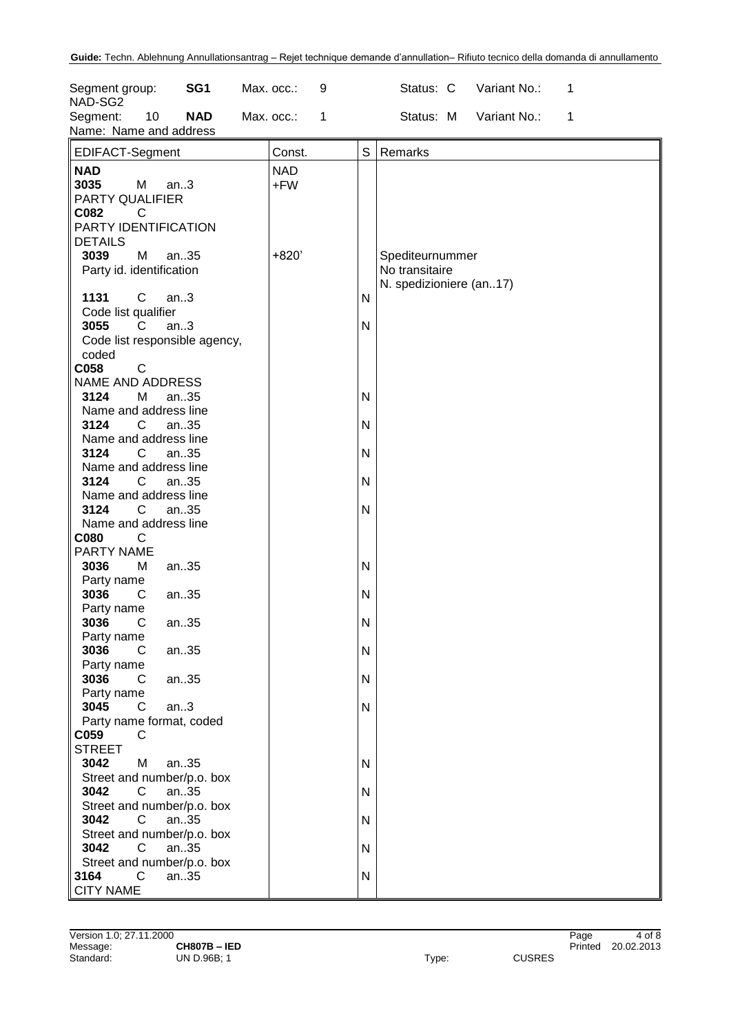Segment group: **SG1** Max. occ.: 9 Status: C Variant No.: 1
NAD-SG2
Segment: 10 **NAD** Max. occ.: 1 Status: M Variant No.: 1
Name: Name and address

| EDIFACT-Segment | Const. | S | Remarks |
|---|---|---|---|
| **NAD** | NAD | | |
| **3035** M an..3<br>PARTY QUALIFIER | +FW | | |
| **C082** C<br>PARTY IDENTIFICATION DETAILS | | | |
| **3039** M an..35<br>Party id. identification | +820' | | Spediteurnummer<br>No transitaire<br>N. spedizioniere (an..17) |
| **1131** C an..3<br>Code list qualifier | | N | |
| **3055** C an..3<br>Code list responsible agency, coded | | N | |
| **C058** C<br>NAME AND ADDRESS | | | |
| **3124** M an..35<br>Name and address line | | N | |
| **3124** C an..35<br>Name and address line | | N | |
| **3124** C an..35<br>Name and address line | | N | |
| **3124** C an..35<br>Name and address line | | N | |
| **3124** C an..35<br>Name and address line | | N | |
| **C080** C<br>PARTY NAME | | | |
| **3036** M an..35<br>Party name | | N | |
| **3036** C an..35<br>Party name | | N | |
| **3036** C an..35<br>Party name | | N | |
| **3036** C an..35<br>Party name | | N | |
| **3036** C an..35<br>Party name | | N | |
| **3045** C an..3<br>Party name format, coded | | N | |
| **C059** C<br>STREET | | | |
| **3042** M an..35<br>Street and number/p.o. box | | N | |
| **3042** C an..35<br>Street and number/p.o. box | | N | |
| **3042** C an..35<br>Street and number/p.o. box | | N | |
| **3042** C an..35<br>Street and number/p.o. box | | N | |
| **3164** C an..35<br>CITY NAME | | N | |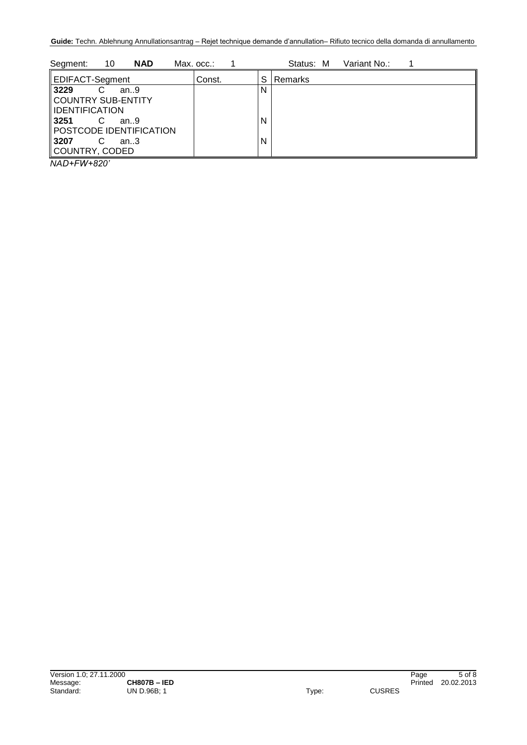Segment: 10 **NAD** Max. occ.: 1 Status: M Variant No.: 1

| EDIFACT-Segment | Const. | S | Remarks |
|---|---|---|---|
| **3229** C an..9<br>COUNTRY SUB-ENTITY IDENTIFICATION | | N | |
| **3251** C an..9<br>POSTCODE IDENTIFICATION | | N | |
| **3207** C an..3<br>COUNTRY, CODED | | N | |

*NAD+FW+820'*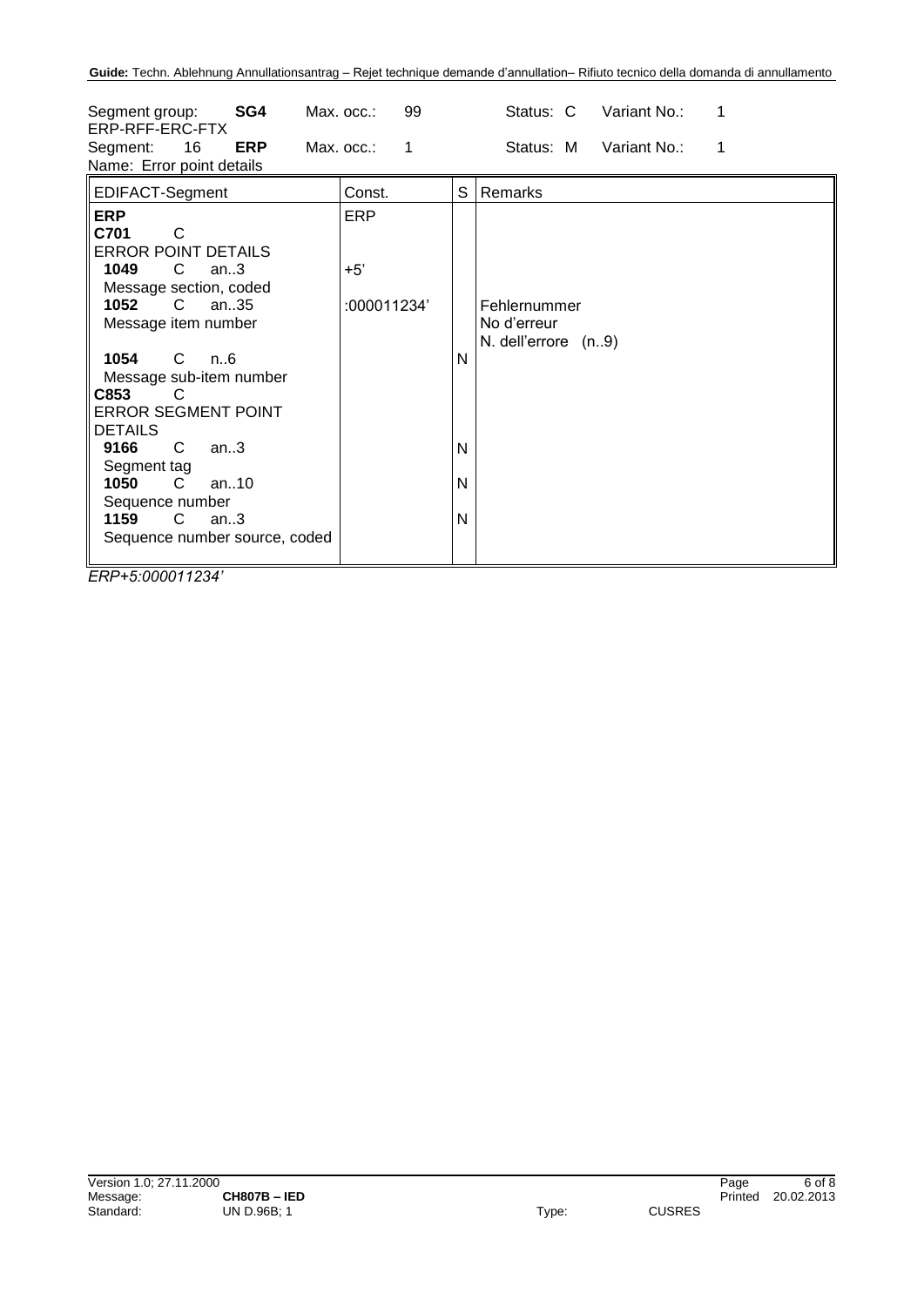Segment group: **SG4** Max. occ.: 99 Status: C Variant No.: 1
ERP-RFF-ERC-FTX

Segment: 16 **ERP** Max. occ.: 1 Status: M Variant No.: 1
Name: Error point details

| EDIFACT-Segment | Const. | S | Remarks |
|---|---|---|---|
| **ERP** | ERP | | |
| **C701** C<br>ERROR POINT DETAILS | | | |
| **1049** C an..3<br>Message section, coded | +5' | | |
| **1052** C an..35<br>Message item number | :000011234' | | Fehlernummer<br>No d'erreur<br>N. dell'errore (n..9) |
| **1054** C n..6<br>Message sub-item number | | N | |
| **C853** C<br>ERROR SEGMENT POINT DETAILS | | | |
| **9166** C an..3<br>Segment tag | | N | |
| **1050** C an..10<br>Sequence number | | N | |
| **1159** C an..3<br>Sequence number source, coded | | N | |

*ERP+5:000011234'*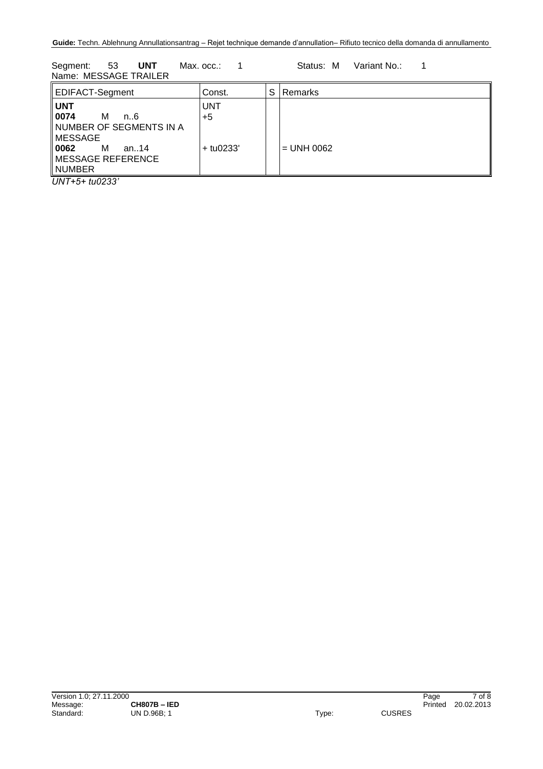Segment: 53 **UNT** Max. occ.: 1 Status: M Variant No.: 1

Name: MESSAGE TRAILER

| EDIFACT-Segment | Const. | S | Remarks |
|---|---|---|---|
| **UNT**<br>**0074** M n..6<br>NUMBER OF SEGMENTS IN A MESSAGE<br>**0062** M an..14<br>MESSAGE REFERENCE NUMBER | UNT<br>+5<br><br>+ tu0233' | | <br><br><br>= UNH 0062 |

*UNT+5+ tu0233'*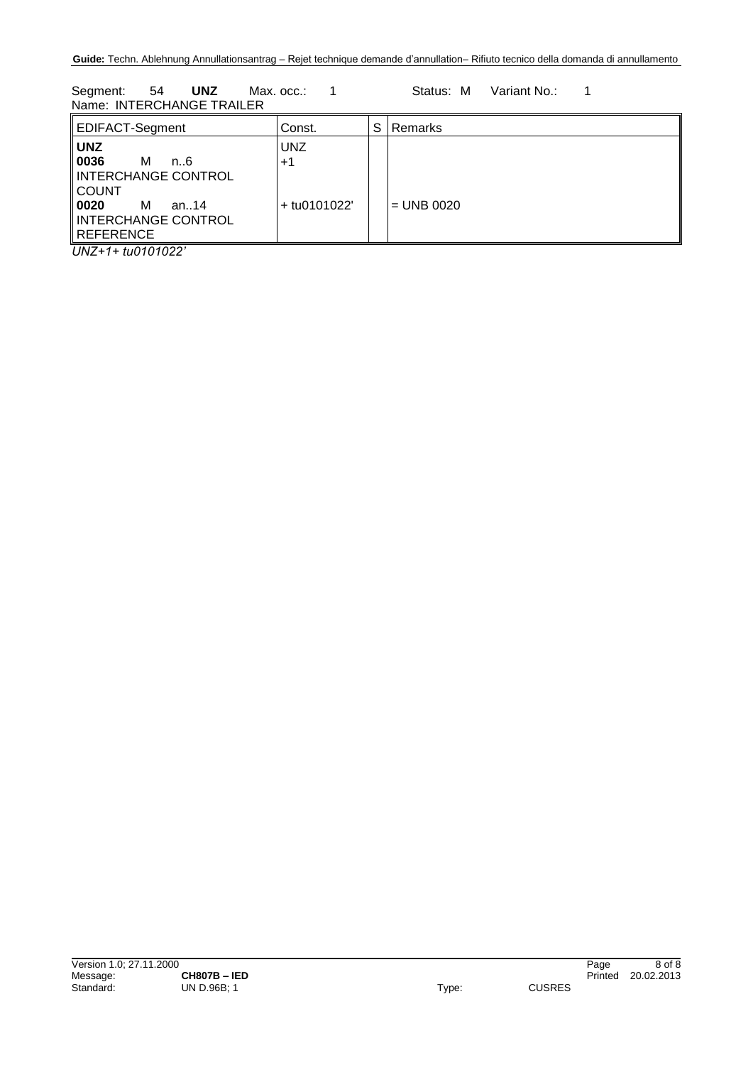Segment: 54 **UNZ** Max. occ.: 1 Status: M Variant No.: 1

Name: INTERCHANGE TRAILER

| EDIFACT-Segment | Const. | S | Remarks |
|---|---|---|---|
| **UNZ** | UNZ | | |
| **0036** M n..6 INTERCHANGE CONTROL COUNT | +1 | | |
| **0020** M an..14 INTERCHANGE CONTROL REFERENCE | + tu0101022' | | = UNB 0020 |

*UNZ+1+ tu0101022'*